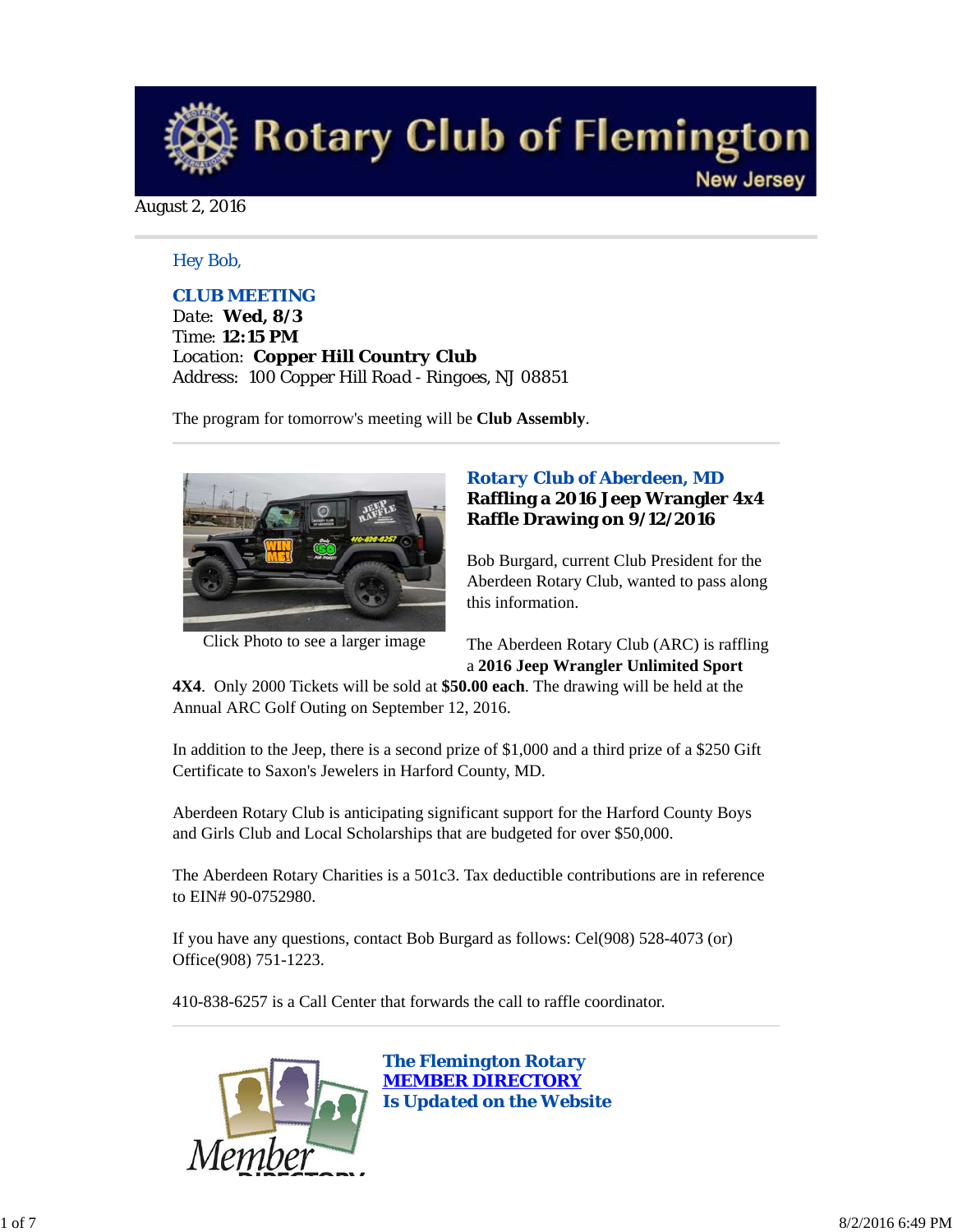# Rotary Club of Flemington
New Jersey

August 2, 2016

Hey Bob,

**CLUB MEETING**
Date: **Wed, 8/3**
Time: **12:15 PM**
Location: **Copper Hill Country Club**
Address: 100 Copper Hill Road - Ringoes, NJ 08851

The program for tomorrow's meeting will be **Club Assembly**.

Click Photo to see a larger image

## Rotary Club of Aberdeen, MD
**Raffling a 2016 Jeep Wrangler 4x4**
**Raffle Drawing on 9/12/2016**

Bob Burgard, current Club President for the Aberdeen Rotary Club, wanted to pass along this information.

The Aberdeen Rotary Club (ARC) is raffling a **2016 Jeep Wrangler Unlimited Sport 4X4**. Only 2000 Tickets will be sold at **$50.00 each**. The drawing will be held at the Annual ARC Golf Outing on September 12, 2016.

In addition to the Jeep, there is a second prize of $1,000 and a third prize of a $250 Gift Certificate to Saxon's Jewelers in Harford County, MD.

Aberdeen Rotary Club is anticipating significant support for the Harford County Boys and Girls Club and Local Scholarships that are budgeted for over $50,000.

The Aberdeen Rotary Charities is a 501c3. Tax deductible contributions are in reference to EIN# 90-0752980.

If you have any questions, contact Bob Burgard as follows: Cel(908) 528-4073 (or) Office(908) 751-1223.

410-838-6257 is a Call Center that forwards the call to raffle coordinator.

## The Flemington Rotary MEMBER DIRECTORY Is Updated on the Website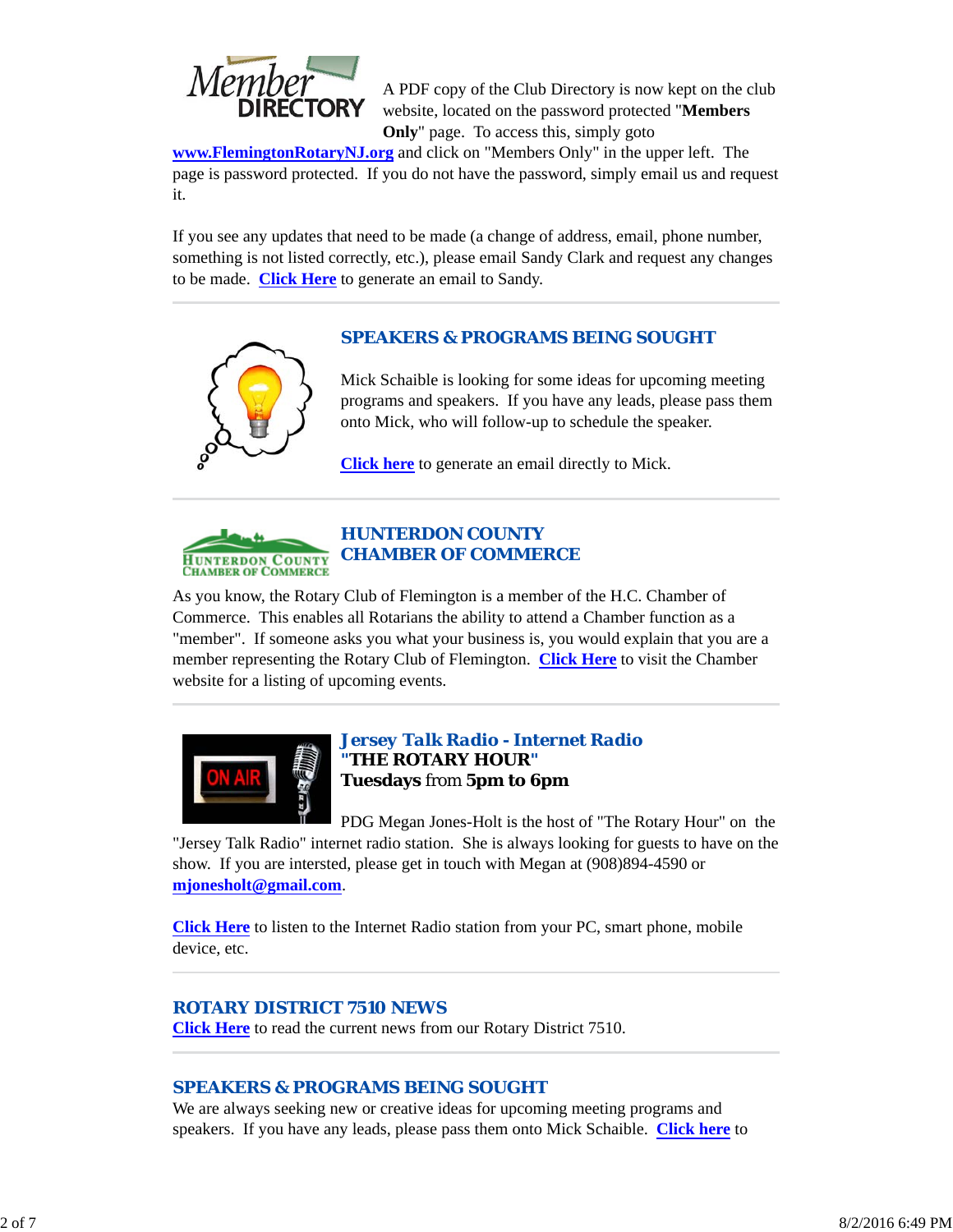A PDF copy of the Club Directory is now kept on the club website, located on the password protected "**Members Only**" page. To access this, simply goto **www.FlemingtonRotaryNJ.org** and click on "Members Only" in the upper left. The page is password protected. If you do not have the password, simply email us and request it.

If you see any updates that need to be made (a change of address, email, phone number, something is not listed correctly, etc.), please email Sandy Clark and request any changes to be made. **Click Here** to generate an email to Sandy.

## SPEAKERS & PROGRAMS BEING SOUGHT

Mick Schaible is looking for some ideas for upcoming meeting programs and speakers. If you have any leads, please pass them onto Mick, who will follow-up to schedule the speaker.

**Click here** to generate an email directly to Mick.

## HUNTERDON COUNTY CHAMBER OF COMMERCE

As you know, the Rotary Club of Flemington is a member of the H.C. Chamber of Commerce. This enables all Rotarians the ability to attend a Chamber function as a "member". If someone asks you what your business is, you would explain that you are a member representing the Rotary Club of Flemington. **Click Here** to visit the Chamber website for a listing of upcoming events.

## *Jersey Talk Radio - Internet Radio*

**"THE ROTARY HOUR"**
**Tuesdays** from **5pm to 6pm**

PDG Megan Jones-Holt is the host of "The Rotary Hour" on the "Jersey Talk Radio" internet radio station. She is always looking for guests to have on the show. If you are intersted, please get in touch with Megan at (908)894-4590 or **mjonesholt@gmail.com**.

**Click Here** to listen to the Internet Radio station from your PC, smart phone, mobile device, etc.

## ROTARY DISTRICT 7510 NEWS

**Click Here** to read the current news from our Rotary District 7510.

## SPEAKERS & PROGRAMS BEING SOUGHT

We are always seeking new or creative ideas for upcoming meeting programs and speakers. If you have any leads, please pass them onto Mick Schaible. **Click here** to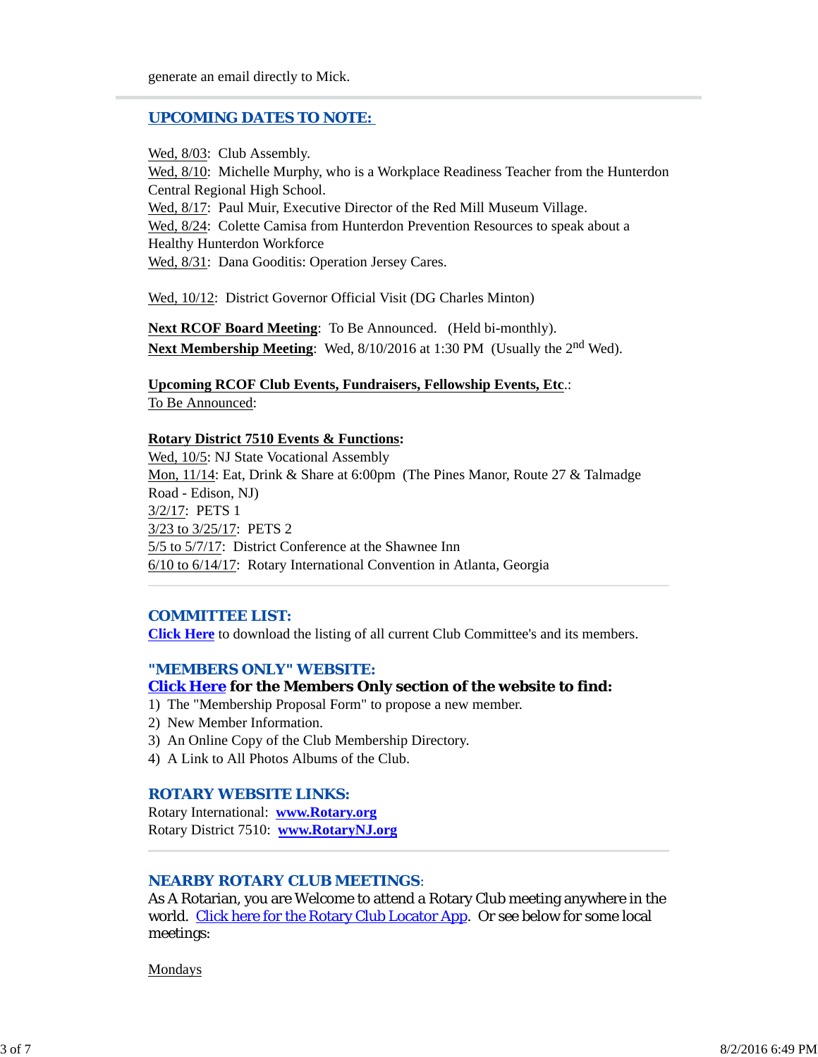generate an email directly to Mick.

---

## UPCOMING DATES TO NOTE:

Wed, 8/03: Club Assembly.
Wed, 8/10: Michelle Murphy, who is a Workplace Readiness Teacher from the Hunterdon Central Regional High School.
Wed, 8/17: Paul Muir, Executive Director of the Red Mill Museum Village.
Wed, 8/24: Colette Camisa from Hunterdon Prevention Resources to speak about a Healthy Hunterdon Workforce
Wed, 8/31: Dana Gooditis: Operation Jersey Cares.

Wed, 10/12: District Governor Official Visit (DG Charles Minton)

**Next RCOF Board Meeting**: To Be Announced. (Held bi-monthly).
**Next Membership Meeting**: Wed, 8/10/2016 at 1:30 PM (Usually the 2nd Wed).

**Upcoming RCOF Club Events, Fundraisers, Fellowship Events, Etc**.:
To Be Announced:

**Rotary District 7510 Events & Functions:**
Wed, 10/5: NJ State Vocational Assembly
Mon, 11/14: Eat, Drink & Share at 6:00pm (The Pines Manor, Route 27 & Talmadge Road - Edison, NJ)
3/2/17: PETS 1
3/23 to 3/25/17: PETS 2
5/5 to 5/7/17: District Conference at the Shawnee Inn
6/10 to 6/14/17: Rotary International Convention in Atlanta, Georgia

---

## COMMITTEE LIST:

**Click Here** to download the listing of all current Club Committee's and its members.

## "MEMBERS ONLY" WEBSITE:

**Click Here for the Members Only section of the website to find:**

1) The "Membership Proposal Form" to propose a new member.
2) New Member Information.
3) An Online Copy of the Club Membership Directory.
4) A Link to All Photos Albums of the Club.

## ROTARY WEBSITE LINKS:

Rotary International: **www.Rotary.org**
Rotary District 7510: **www.RotaryNJ.org**

---

## NEARBY ROTARY CLUB MEETINGS:

As A Rotarian, you are Welcome to attend a Rotary Club meeting anywhere in the world. Click here for the Rotary Club Locator App. Or see below for some local meetings:

Mondays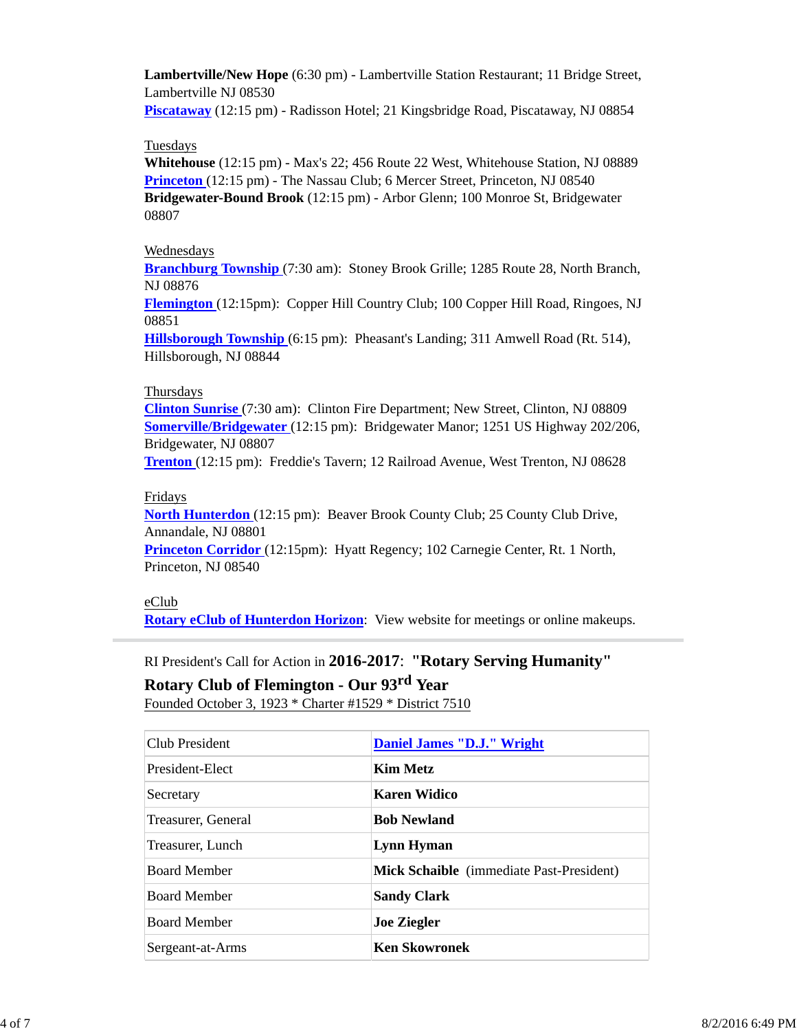**Lambertville/New Hope** (6:30 pm) - Lambertville Station Restaurant; 11 Bridge Street, Lambertville NJ 08530
**Piscataway** (12:15 pm) - Radisson Hotel; 21 Kingsbridge Road, Piscataway, NJ 08854

Tuesdays
**Whitehouse** (12:15 pm) - Max's 22; 456 Route 22 West, Whitehouse Station, NJ 08889
**Princeton** (12:15 pm) - The Nassau Club; 6 Mercer Street, Princeton, NJ 08540
**Bridgewater-Bound Brook** (12:15 pm) - Arbor Glenn; 100 Monroe St, Bridgewater 08807

Wednesdays
**Branchburg Township** (7:30 am): Stoney Brook Grille; 1285 Route 28, North Branch, NJ 08876
**Flemington** (12:15pm): Copper Hill Country Club; 100 Copper Hill Road, Ringoes, NJ 08851
**Hillsborough Township** (6:15 pm): Pheasant's Landing; 311 Amwell Road (Rt. 514), Hillsborough, NJ 08844

Thursdays
**Clinton Sunrise** (7:30 am): Clinton Fire Department; New Street, Clinton, NJ 08809
**Somerville/Bridgewater** (12:15 pm): Bridgewater Manor; 1251 US Highway 202/206, Bridgewater, NJ 08807
**Trenton** (12:15 pm): Freddie's Tavern; 12 Railroad Avenue, West Trenton, NJ 08628

Fridays
**North Hunterdon** (12:15 pm): Beaver Brook County Club; 25 County Club Drive, Annandale, NJ 08801
**Princeton Corridor** (12:15pm): Hyatt Regency; 102 Carnegie Center, Rt. 1 North, Princeton, NJ 08540

eClub
**Rotary eClub of Hunterdon Horizon**: View website for meetings or online makeups.

---

RI President's Call for Action in **2016-2017**: **"Rotary Serving Humanity"**
**Rotary Club of Flemington - Our 93rd Year**
Founded October 3, 1923 * Charter #1529 * District 7510

| Club President | **Daniel James "D.J." Wright** |
|---|---|
| President-Elect | **Kim Metz** |
| Secretary | **Karen Widico** |
| Treasurer, General | **Bob Newland** |
| Treasurer, Lunch | **Lynn Hyman** |
| Board Member | **Mick Schaible** (immediate Past-President) |
| Board Member | **Sandy Clark** |
| Board Member | **Joe Ziegler** |
| Sergeant-at-Arms | **Ken Skowronek** |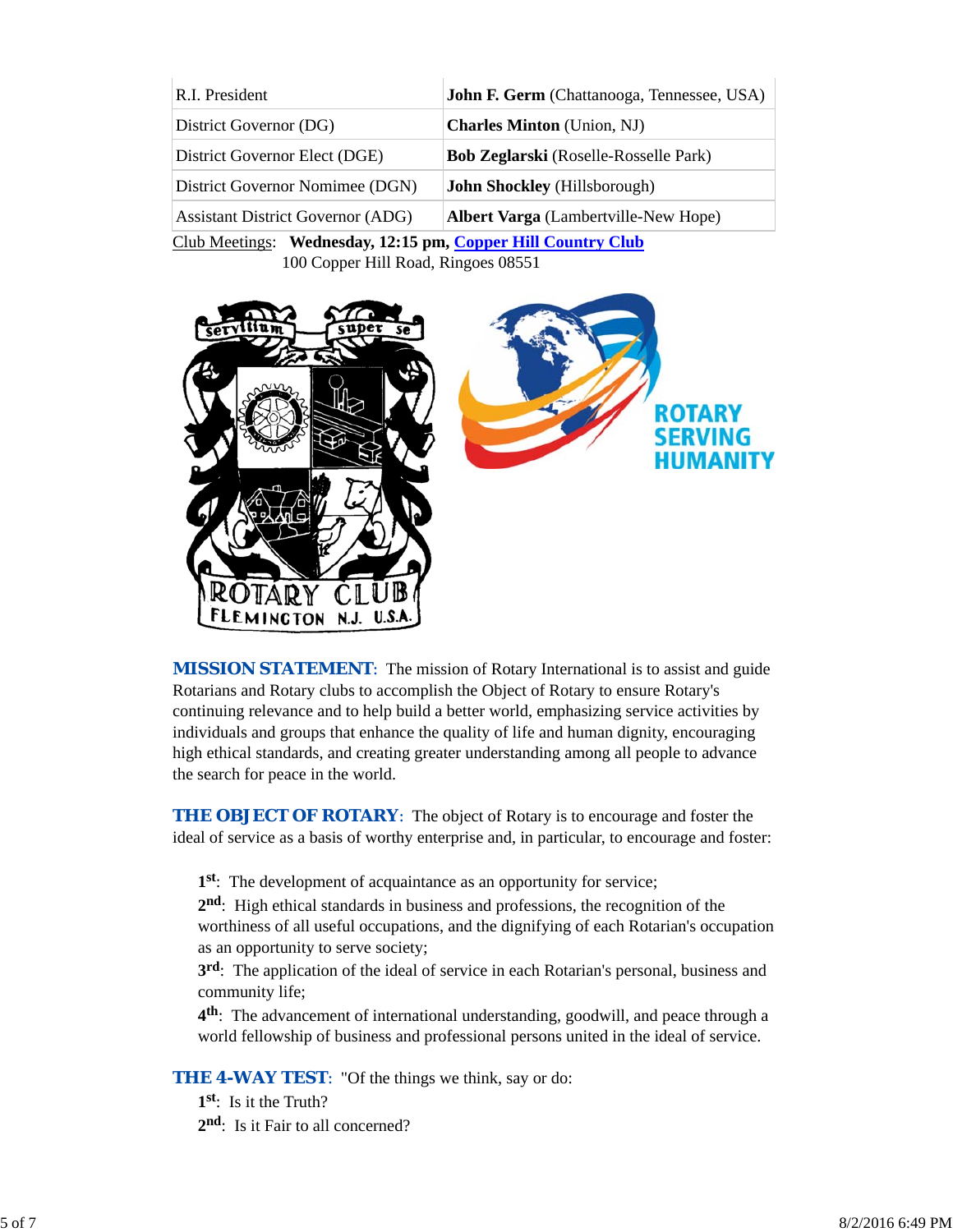| | |
|---|---|
| R.I. President | **John F. Germ** (Chattanooga, Tennessee, USA) |
| District Governor (DG) | **Charles Minton** (Union, NJ) |
| District Governor Elect (DGE) | **Bob Zeglarski** (Roselle-Rosselle Park) |
| District Governor Nomimee (DGN) | **John Shockley** (Hillsborough) |
| Assistant District Governor (ADG) | **Albert Varga** (Lambertville-New Hope) |

Club Meetings: **Wednesday, 12:15 pm, Copper Hill Country Club**
100 Copper Hill Road, Ringoes 08551

**MISSION STATEMENT**: The mission of Rotary International is to assist and guide Rotarians and Rotary clubs to accomplish the Object of Rotary to ensure Rotary's continuing relevance and to help build a better world, emphasizing service activities by individuals and groups that enhance the quality of life and human dignity, encouraging high ethical standards, and creating greater understanding among all people to advance the search for peace in the world.

**THE OBJECT OF ROTARY**: The object of Rotary is to encourage and foster the ideal of service as a basis of worthy enterprise and, in particular, to encourage and foster:

**1st**: The development of acquaintance as an opportunity for service;
**2nd**: High ethical standards in business and professions, the recognition of the worthiness of all useful occupations, and the dignifying of each Rotarian's occupation as an opportunity to serve society;
**3rd**: The application of the ideal of service in each Rotarian's personal, business and community life;
**4th**: The advancement of international understanding, goodwill, and peace through a world fellowship of business and professional persons united in the ideal of service.

**THE 4-WAY TEST**: "Of the things we think, say or do:
**1st**: Is it the Truth?
**2nd**: Is it Fair to all concerned?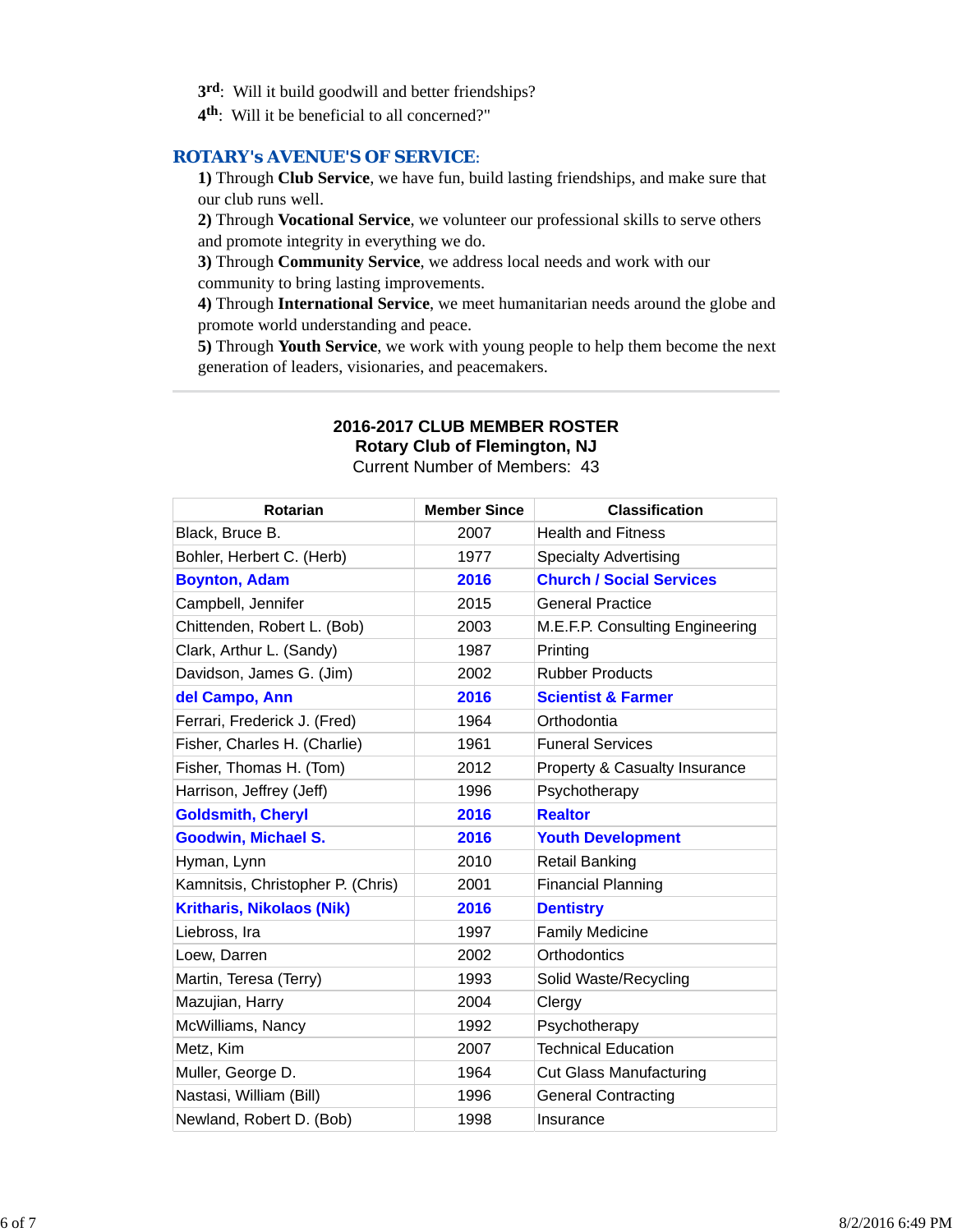3rd: Will it build goodwill and better friendships?
4th: Will it be beneficial to all concerned?"

## ROTARY's AVENUE'S OF SERVICE:

**1)** Through **Club Service**, we have fun, build lasting friendships, and make sure that our club runs well.
**2)** Through **Vocational Service**, we volunteer our professional skills to serve others and promote integrity in everything we do.
**3)** Through **Community Service**, we address local needs and work with our community to bring lasting improvements.
**4)** Through **International Service**, we meet humanitarian needs around the globe and promote world understanding and peace.
**5)** Through **Youth Service**, we work with young people to help them become the next generation of leaders, visionaries, and peacemakers.

---

**2016-2017 CLUB MEMBER ROSTER**
**Rotary Club of Flemington, NJ**
Current Number of Members: 43

| Rotarian | Member Since | Classification |
|---|---|---|
| Black, Bruce B. | 2007 | Health and Fitness |
| Bohler, Herbert C. (Herb) | 1977 | Specialty Advertising |
| **Boynton, Adam** | **2016** | **Church / Social Services** |
| Campbell, Jennifer | 2015 | General Practice |
| Chittenden, Robert L. (Bob) | 2003 | M.E.F.P. Consulting Engineering |
| Clark, Arthur L. (Sandy) | 1987 | Printing |
| Davidson, James G. (Jim) | 2002 | Rubber Products |
| **del Campo, Ann** | **2016** | **Scientist & Farmer** |
| Ferrari, Frederick J. (Fred) | 1964 | Orthodontia |
| Fisher, Charles H. (Charlie) | 1961 | Funeral Services |
| Fisher, Thomas H. (Tom) | 2012 | Property & Casualty Insurance |
| Harrison, Jeffrey (Jeff) | 1996 | Psychotherapy |
| **Goldsmith, Cheryl** | **2016** | **Realtor** |
| **Goodwin, Michael S.** | **2016** | **Youth Development** |
| Hyman, Lynn | 2010 | Retail Banking |
| Kamnitsis, Christopher P. (Chris) | 2001 | Financial Planning |
| **Kritharis, Nikolaos (Nik)** | **2016** | **Dentistry** |
| Liebross, Ira | 1997 | Family Medicine |
| Loew, Darren | 2002 | Orthodontics |
| Martin, Teresa (Terry) | 1993 | Solid Waste/Recycling |
| Mazujian, Harry | 2004 | Clergy |
| McWilliams, Nancy | 1992 | Psychotherapy |
| Metz, Kim | 2007 | Technical Education |
| Muller, George D. | 1964 | Cut Glass Manufacturing |
| Nastasi, William (Bill) | 1996 | General Contracting |
| Newland, Robert D. (Bob) | 1998 | Insurance |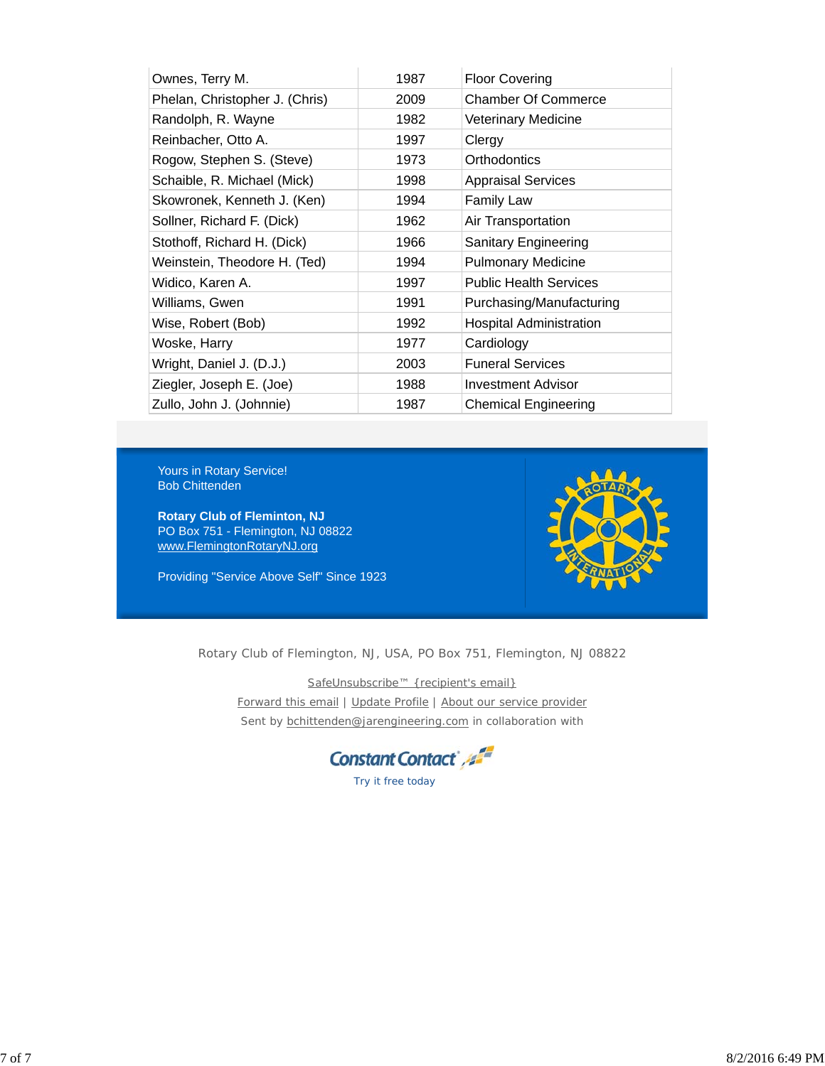| | | |
|---|---|---|
| Ownes, Terry M. | 1987 | Floor Covering |
| Phelan, Christopher J. (Chris) | 2009 | Chamber Of Commerce |
| Randolph, R. Wayne | 1982 | Veterinary Medicine |
| Reinbacher, Otto A. | 1997 | Clergy |
| Rogow, Stephen S. (Steve) | 1973 | Orthodontics |
| Schaible, R. Michael (Mick) | 1998 | Appraisal Services |
| Skowronek, Kenneth J. (Ken) | 1994 | Family Law |
| Sollner, Richard F. (Dick) | 1962 | Air Transportation |
| Stothoff, Richard H. (Dick) | 1966 | Sanitary Engineering |
| Weinstein, Theodore H. (Ted) | 1994 | Pulmonary Medicine |
| Widico, Karen A. | 1997 | Public Health Services |
| Williams, Gwen | 1991 | Purchasing/Manufacturing |
| Wise, Robert (Bob) | 1992 | Hospital Administration |
| Woske, Harry | 1977 | Cardiology |
| Wright, Daniel J. (D.J.) | 2003 | Funeral Services |
| Ziegler, Joseph E. (Joe) | 1988 | Investment Advisor |
| Zullo, John J. (Johnnie) | 1987 | Chemical Engineering |

Yours in Rotary Service!
Bob Chittenden

**Rotary Club of Fleminton, NJ**
PO Box 751 - Flemington, NJ 08822
www.FlemingtonRotaryNJ.org

Providing "Service Above Self" Since 1923

Rotary Club of Flemington, NJ, USA, PO Box 751, Flemington, NJ 08822

SafeUnsubscribe™ {recipient's email}

Forward this email | Update Profile | About our service provider

Sent by bchittenden@jarengineering.com in collaboration with

Constant Contact

Try it free today